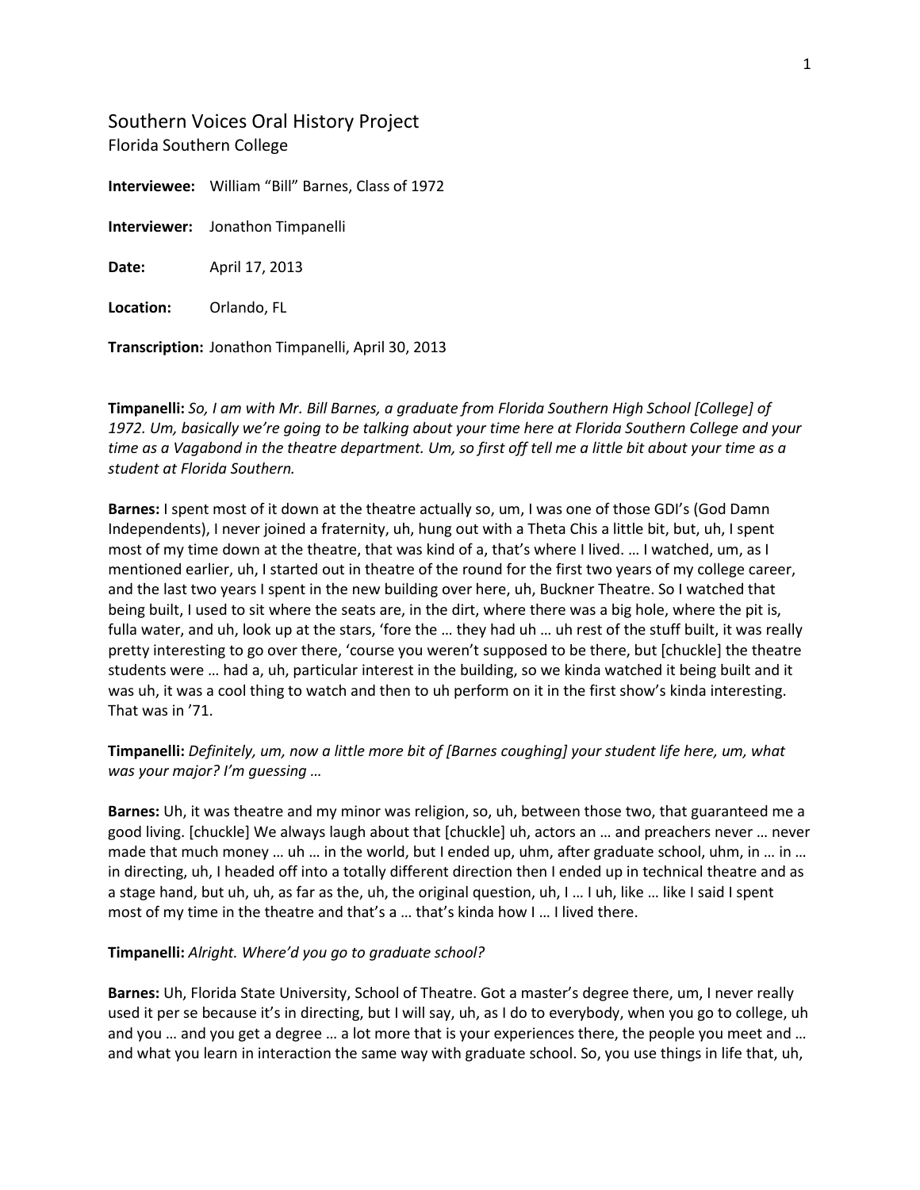# Southern Voices Oral History Project

Florida Southern College

**Interviewee:** William "Bill" Barnes, Class of 1972

**Interviewer:** Jonathon Timpanelli

**Date:** April 17, 2013

**Location:** Orlando, FL

**Transcription:** Jonathon Timpanelli, April 30, 2013

**Timpanelli:** *So, I am with Mr. Bill Barnes, a graduate from Florida Southern High School [College] of 1972. Um, basically we're going to be talking about your time here at Florida Southern College and your time as a Vagabond in the theatre department. Um, so first off tell me a little bit about your time as a student at Florida Southern.*

**Barnes:** I spent most of it down at the theatre actually so, um, I was one of those GDI's (God Damn Independents), I never joined a fraternity, uh, hung out with a Theta Chis a little bit, but, uh, I spent most of my time down at the theatre, that was kind of a, that's where I lived. … I watched, um, as I mentioned earlier, uh, I started out in theatre of the round for the first two years of my college career, and the last two years I spent in the new building over here, uh, Buckner Theatre. So I watched that being built, I used to sit where the seats are, in the dirt, where there was a big hole, where the pit is, fulla water, and uh, look up at the stars, 'fore the … they had uh … uh rest of the stuff built, it was really pretty interesting to go over there, 'course you weren't supposed to be there, but [chuckle] the theatre students were … had a, uh, particular interest in the building, so we kinda watched it being built and it was uh, it was a cool thing to watch and then to uh perform on it in the first show's kinda interesting. That was in '71.

**Timpanelli:** *Definitely, um, now a little more bit of [Barnes coughing] your student life here, um, what was your major? I'm guessing …*

**Barnes:** Uh, it was theatre and my minor was religion, so, uh, between those two, that guaranteed me a good living. [chuckle] We always laugh about that [chuckle] uh, actors an … and preachers never … never made that much money … uh … in the world, but I ended up, uhm, after graduate school, uhm, in … in … in directing, uh, I headed off into a totally different direction then I ended up in technical theatre and as a stage hand, but uh, uh, as far as the, uh, the original question, uh, I … I uh, like … like I said I spent most of my time in the theatre and that's a … that's kinda how I … I lived there.

**Timpanelli:** *Alright. Where'd you go to graduate school?*

**Barnes:** Uh, Florida State University, School of Theatre. Got a master's degree there, um, I never really used it per se because it's in directing, but I will say, uh, as I do to everybody, when you go to college, uh and you … and you get a degree … a lot more that is your experiences there, the people you meet and … and what you learn in interaction the same way with graduate school. So, you use things in life that, uh,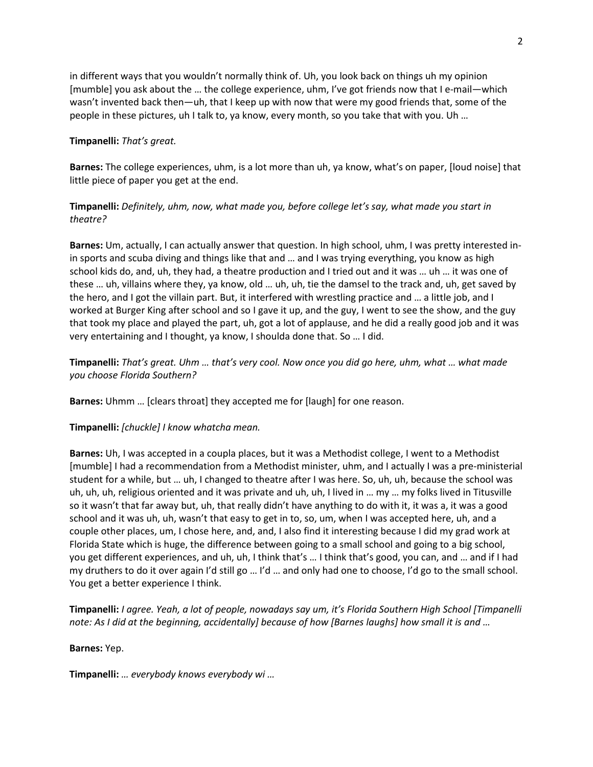in different ways that you wouldn't normally think of. Uh, you look back on things uh my opinion [mumble] you ask about the … the college experience, uhm, I've got friends now that I e-mail—which wasn't invented back then—uh, that I keep up with now that were my good friends that, some of the people in these pictures, uh I talk to, ya know, every month, so you take that with you. Uh …

**Timpanelli:** *That's great.*

**Barnes:** The college experiences, uhm, is a lot more than uh, ya know, what's on paper, [loud noise] that little piece of paper you get at the end.

**Timpanelli:** *Definitely, uhm, now, what made you, before college let's say, what made you start in theatre?*

**Barnes:** Um, actually, I can actually answer that question. In high school, uhm, I was pretty interested in-in sports and scuba diving and things like that and … and I was trying everything, you know as high school kids do, and, uh, they had, a theatre production and I tried out and it was … uh … it was one of these … uh, villains where they, ya know, old … uh, uh, tie the damsel to the track and, uh, get saved by the hero, and I got the villain part. But, it interfered with wrestling practice and … a little job, and I worked at Burger King after school and so I gave it up, and the guy, I went to see the show, and the guy that took my place and played the part, uh, got a lot of applause, and he did a really good job and it was very entertaining and I thought, ya know, I shoulda done that. So … I did.

**Timpanelli:** *That's great. Uhm … that's very cool. Now once you did go here, uhm, what … what made you choose Florida Southern?*

**Barnes:** Uhmm … [clears throat] they accepted me for [laugh] for one reason.

**Timpanelli:** *[chuckle] I know whatcha mean.*

**Barnes:** Uh, I was accepted in a coupla places, but it was a Methodist college, I went to a Methodist [mumble] I had a recommendation from a Methodist minister, uhm, and I actually I was a pre-ministerial student for a while, but … uh, I changed to theatre after I was here. So, uh, uh, because the school was uh, uh, uh, religious oriented and it was private and uh, uh, I lived in … my … my folks lived in Titusville so it wasn't that far away but, uh, that really didn't have anything to do with it, it was a, it was a good school and it was uh, uh, wasn't that easy to get in to, so, um, when I was accepted here, uh, and a couple other places, um, I chose here, and, and, I also find it interesting because I did my grad work at Florida State which is huge, the difference between going to a small school and going to a big school, you get different experiences, and uh, uh, I think that's … I think that's good, you can, and … and if I had my druthers to do it over again I'd still go … I'd … and only had one to choose, I'd go to the small school. You get a better experience I think.

**Timpanelli:** *I agree. Yeah, a lot of people, nowadays say um, it's Florida Southern High School [Timpanelli note: As I did at the beginning, accidentally] because of how [Barnes laughs] how small it is and …*

**Barnes:** Yep.

**Timpanelli:** *… everybody knows everybody wi …*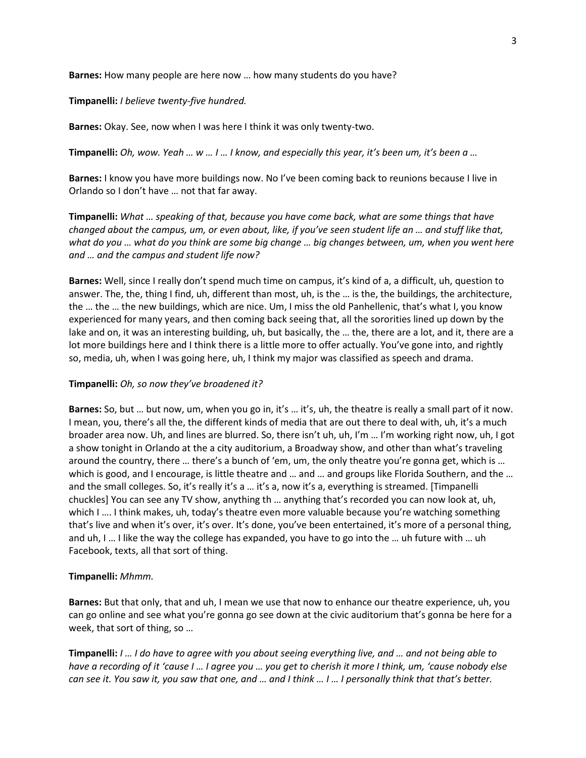**Barnes:** How many people are here now … how many students do you have?

**Timpanelli:** *I believe twenty-five hundred.*

**Barnes:** Okay. See, now when I was here I think it was only twenty-two.

**Timpanelli:** *Oh, wow. Yeah … w … I … I know, and especially this year, it's been um, it's been a …*

**Barnes:** I know you have more buildings now. No I've been coming back to reunions because I live in Orlando so I don't have … not that far away.

**Timpanelli:** *What … speaking of that, because you have come back, what are some things that have changed about the campus, um, or even about, like, if you've seen student life an … and stuff like that, what do you … what do you think are some big change … big changes between, um, when you went here and … and the campus and student life now?*

**Barnes:** Well, since I really don't spend much time on campus, it's kind of a, a difficult, uh, question to answer. The, the, thing I find, uh, different than most, uh, is the … is the, the buildings, the architecture, the … the … the new buildings, which are nice. Um, I miss the old Panhellenic, that's what I, you know experienced for many years, and then coming back seeing that, all the sororities lined up down by the lake and on, it was an interesting building, uh, but basically, the … the, there are a lot, and it, there are a lot more buildings here and I think there is a little more to offer actually. You've gone into, and rightly so, media, uh, when I was going here, uh, I think my major was classified as speech and drama.

**Timpanelli:** *Oh, so now they've broadened it?*

**Barnes:** So, but … but now, um, when you go in, it's … it's, uh, the theatre is really a small part of it now. I mean, you, there's all the, the different kinds of media that are out there to deal with, uh, it's a much broader area now. Uh, and lines are blurred. So, there isn't uh, uh, I'm … I'm working right now, uh, I got a show tonight in Orlando at the a city auditorium, a Broadway show, and other than what's traveling around the country, there … there's a bunch of 'em, um, the only theatre you're gonna get, which is … which is good, and I encourage, is little theatre and … and … and groups like Florida Southern, and the … and the small colleges. So, it's really it's a … it's a, now it's a, everything is streamed. [Timpanelli chuckles] You can see any TV show, anything th … anything that's recorded you can now look at, uh, which I …. I think makes, uh, today's theatre even more valuable because you're watching something that's live and when it's over, it's over. It's done, you've been entertained, it's more of a personal thing, and uh, I … I like the way the college has expanded, you have to go into the … uh future with … uh Facebook, texts, all that sort of thing.

**Timpanelli:** *Mhmm.*

**Barnes:** But that only, that and uh, I mean we use that now to enhance our theatre experience, uh, you can go online and see what you're gonna go see down at the civic auditorium that's gonna be here for a week, that sort of thing, so …

**Timpanelli:** *I … I do have to agree with you about seeing everything live, and … and not being able to have a recording of it 'cause I … I agree you … you get to cherish it more I think, um, 'cause nobody else can see it. You saw it, you saw that one, and … and I think … I … I personally think that that's better.*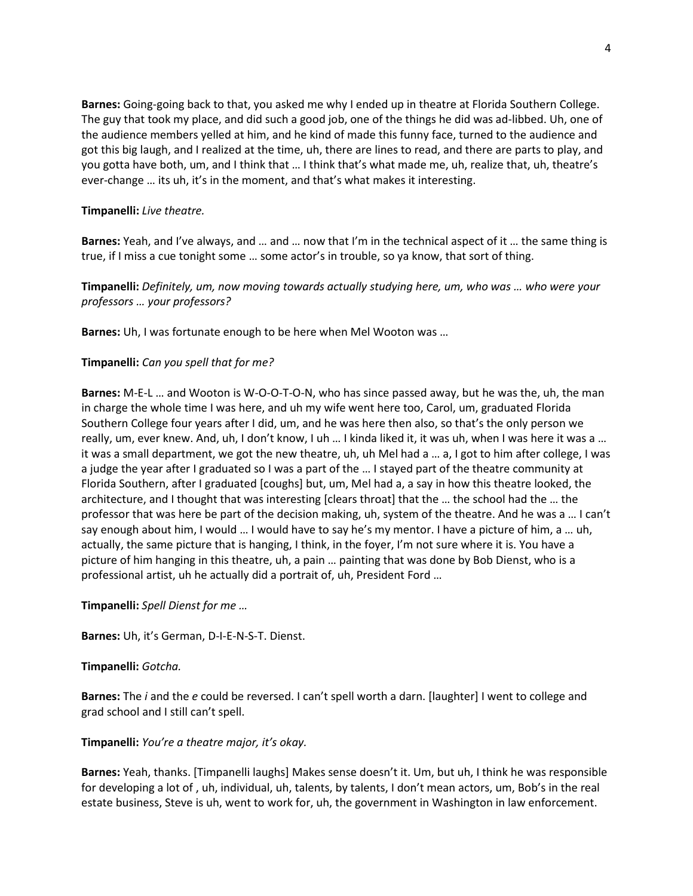**Barnes:** Going-going back to that, you asked me why I ended up in theatre at Florida Southern College. The guy that took my place, and did such a good job, one of the things he did was ad-libbed. Uh, one of the audience members yelled at him, and he kind of made this funny face, turned to the audience and got this big laugh, and I realized at the time, uh, there are lines to read, and there are parts to play, and you gotta have both, um, and I think that … I think that's what made me, uh, realize that, uh, theatre's ever-change … its uh, it's in the moment, and that's what makes it interesting.

**Timpanelli:** *Live theatre.*

**Barnes:** Yeah, and I've always, and … and … now that I'm in the technical aspect of it … the same thing is true, if I miss a cue tonight some … some actor's in trouble, so ya know, that sort of thing.

**Timpanelli:** *Definitely, um, now moving towards actually studying here, um, who was … who were your professors … your professors?*

**Barnes:** Uh, I was fortunate enough to be here when Mel Wooton was …

**Timpanelli:** *Can you spell that for me?*

**Barnes:** M-E-L … and Wooton is W-O-O-T-O-N, who has since passed away, but he was the, uh, the man in charge the whole time I was here, and uh my wife went here too, Carol, um, graduated Florida Southern College four years after I did, um, and he was here then also, so that's the only person we really, um, ever knew. And, uh, I don't know, I uh … I kinda liked it, it was uh, when I was here it was a … it was a small department, we got the new theatre, uh, uh Mel had a … a, I got to him after college, I was a judge the year after I graduated so I was a part of the … I stayed part of the theatre community at Florida Southern, after I graduated [coughs] but, um, Mel had a, a say in how this theatre looked, the architecture, and I thought that was interesting [clears throat] that the … the school had the … the professor that was here be part of the decision making, uh, system of the theatre. And he was a … I can't say enough about him, I would … I would have to say he's my mentor. I have a picture of him, a … uh, actually, the same picture that is hanging, I think, in the foyer, I'm not sure where it is. You have a picture of him hanging in this theatre, uh, a pain … painting that was done by Bob Dienst, who is a professional artist, uh he actually did a portrait of, uh, President Ford …

**Timpanelli:** *Spell Dienst for me …*

**Barnes:** Uh, it's German, D-I-E-N-S-T. Dienst.

**Timpanelli:** *Gotcha.*

**Barnes:** The *i* and the *e* could be reversed. I can't spell worth a darn. [laughter] I went to college and grad school and I still can't spell.

**Timpanelli:** *You're a theatre major, it's okay.*

**Barnes:** Yeah, thanks. [Timpanelli laughs] Makes sense doesn't it. Um, but uh, I think he was responsible for developing a lot of , uh, individual, uh, talents, by talents, I don't mean actors, um, Bob's in the real estate business, Steve is uh, went to work for, uh, the government in Washington in law enforcement.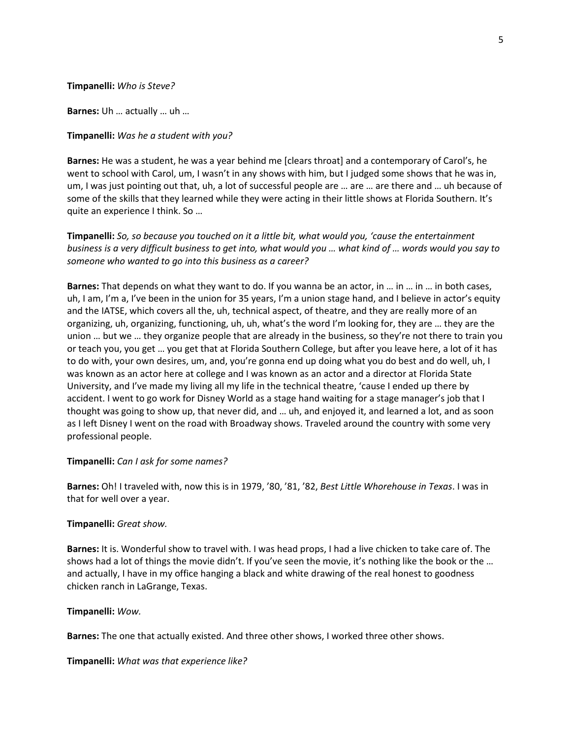**Timpanelli:** *Who is Steve?*

**Barnes:** Uh … actually … uh …

**Timpanelli:** *Was he a student with you?*

**Barnes:** He was a student, he was a year behind me [clears throat] and a contemporary of Carol's, he went to school with Carol, um, I wasn't in any shows with him, but I judged some shows that he was in, um, I was just pointing out that, uh, a lot of successful people are … are … are there and … uh because of some of the skills that they learned while they were acting in their little shows at Florida Southern. It's quite an experience I think. So …

**Timpanelli:** *So, so because you touched on it a little bit, what would you, 'cause the entertainment business is a very difficult business to get into, what would you … what kind of … words would you say to someone who wanted to go into this business as a career?*

**Barnes:** That depends on what they want to do. If you wanna be an actor, in … in … in … in both cases, uh, I am, I'm a, I've been in the union for 35 years, I'm a union stage hand, and I believe in actor's equity and the IATSE, which covers all the, uh, technical aspect, of theatre, and they are really more of an organizing, uh, organizing, functioning, uh, uh, what's the word I'm looking for, they are … they are the union … but we … they organize people that are already in the business, so they're not there to train you or teach you, you get … you get that at Florida Southern College, but after you leave here, a lot of it has to do with, your own desires, um, and, you're gonna end up doing what you do best and do well, uh, I was known as an actor here at college and I was known as an actor and a director at Florida State University, and I've made my living all my life in the technical theatre, 'cause I ended up there by accident. I went to go work for Disney World as a stage hand waiting for a stage manager's job that I thought was going to show up, that never did, and … uh, and enjoyed it, and learned a lot, and as soon as I left Disney I went on the road with Broadway shows. Traveled around the country with some very professional people.

**Timpanelli:** *Can I ask for some names?*

**Barnes:** Oh! I traveled with, now this is in 1979, '80, '81, '82, *Best Little Whorehouse in Texas*. I was in that for well over a year.

**Timpanelli:** *Great show.*

**Barnes:** It is. Wonderful show to travel with. I was head props, I had a live chicken to take care of. The shows had a lot of things the movie didn't. If you've seen the movie, it's nothing like the book or the … and actually, I have in my office hanging a black and white drawing of the real honest to goodness chicken ranch in LaGrange, Texas.

**Timpanelli:** *Wow.*

**Barnes:** The one that actually existed. And three other shows, I worked three other shows.

**Timpanelli:** *What was that experience like?*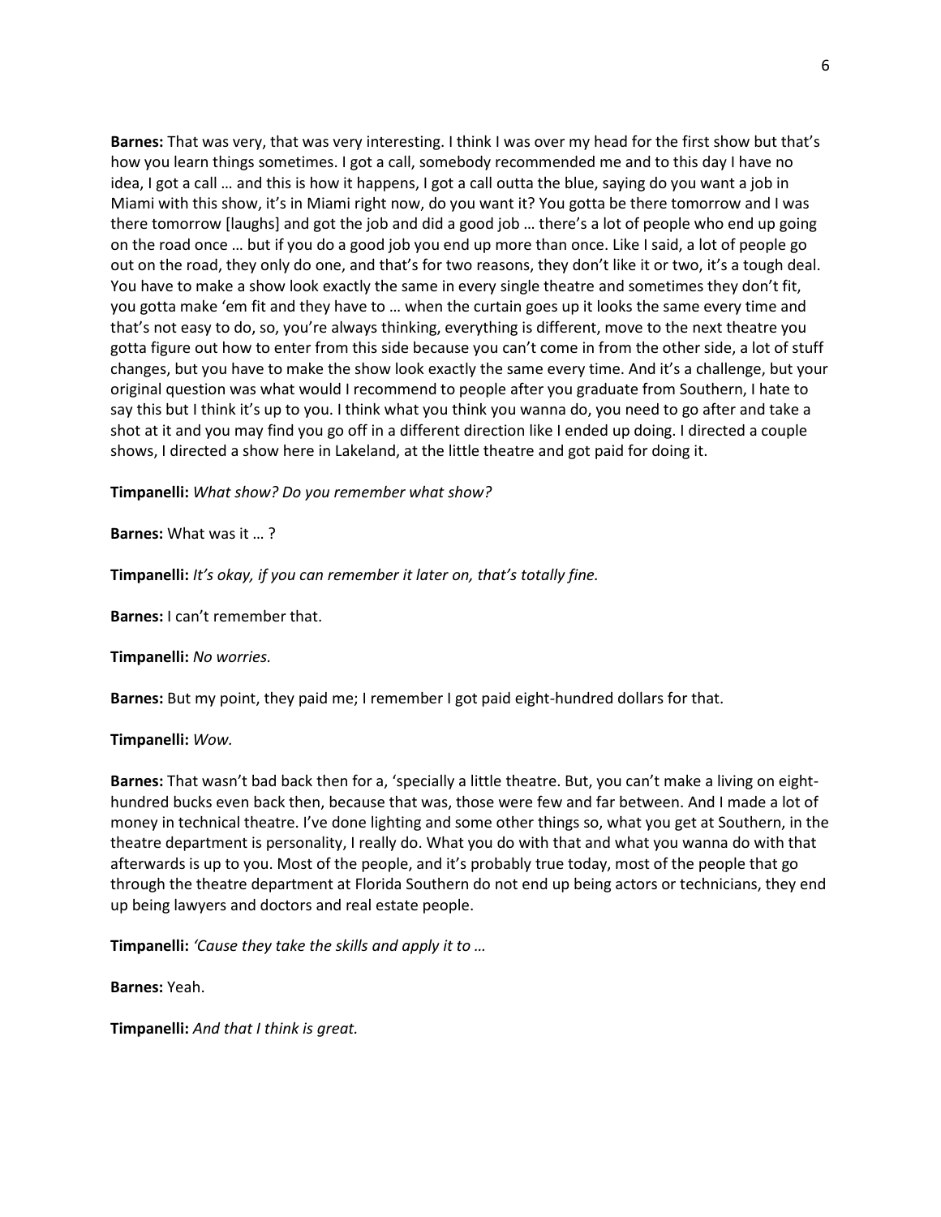**Barnes:** That was very, that was very interesting. I think I was over my head for the first show but that's how you learn things sometimes. I got a call, somebody recommended me and to this day I have no idea, I got a call … and this is how it happens, I got a call outta the blue, saying do you want a job in Miami with this show, it's in Miami right now, do you want it? You gotta be there tomorrow and I was there tomorrow [laughs] and got the job and did a good job … there's a lot of people who end up going on the road once … but if you do a good job you end up more than once. Like I said, a lot of people go out on the road, they only do one, and that's for two reasons, they don't like it or two, it's a tough deal. You have to make a show look exactly the same in every single theatre and sometimes they don't fit, you gotta make 'em fit and they have to … when the curtain goes up it looks the same every time and that's not easy to do, so, you're always thinking, everything is different, move to the next theatre you gotta figure out how to enter from this side because you can't come in from the other side, a lot of stuff changes, but you have to make the show look exactly the same every time. And it's a challenge, but your original question was what would I recommend to people after you graduate from Southern, I hate to say this but I think it's up to you. I think what you think you wanna do, you need to go after and take a shot at it and you may find you go off in a different direction like I ended up doing. I directed a couple shows, I directed a show here in Lakeland, at the little theatre and got paid for doing it.

**Timpanelli:** *What show? Do you remember what show?*

**Barnes:** What was it … ?

**Timpanelli:** *It's okay, if you can remember it later on, that's totally fine.*

**Barnes:** I can't remember that.

**Timpanelli:** *No worries.*

**Barnes:** But my point, they paid me; I remember I got paid eight-hundred dollars for that.

**Timpanelli:** *Wow.*

**Barnes:** That wasn't bad back then for a, 'specially a little theatre. But, you can't make a living on eight-hundred bucks even back then, because that was, those were few and far between. And I made a lot of money in technical theatre. I've done lighting and some other things so, what you get at Southern, in the theatre department is personality, I really do. What you do with that and what you wanna do with that afterwards is up to you. Most of the people, and it's probably true today, most of the people that go through the theatre department at Florida Southern do not end up being actors or technicians, they end up being lawyers and doctors and real estate people.

**Timpanelli:** *'Cause they take the skills and apply it to …*

**Barnes:** Yeah.

**Timpanelli:** *And that I think is great.*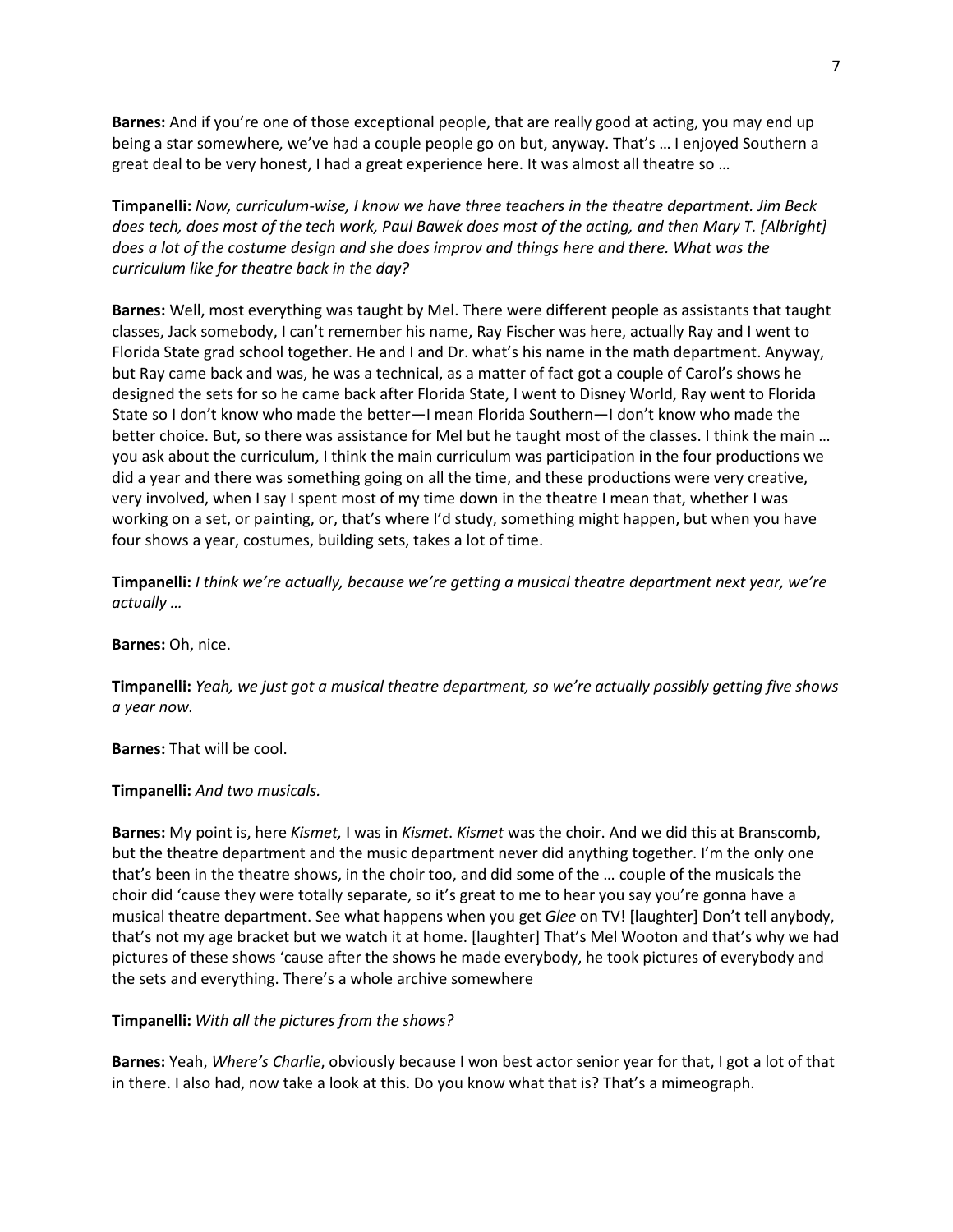**Barnes:** And if you're one of those exceptional people, that are really good at acting, you may end up being a star somewhere, we've had a couple people go on but, anyway. That's … I enjoyed Southern a great deal to be very honest, I had a great experience here. It was almost all theatre so …

**Timpanelli:** *Now, curriculum-wise, I know we have three teachers in the theatre department. Jim Beck does tech, does most of the tech work, Paul Bawek does most of the acting, and then Mary T. [Albright] does a lot of the costume design and she does improv and things here and there. What was the curriculum like for theatre back in the day?*

**Barnes:** Well, most everything was taught by Mel. There were different people as assistants that taught classes, Jack somebody, I can't remember his name, Ray Fischer was here, actually Ray and I went to Florida State grad school together. He and I and Dr. what's his name in the math department. Anyway, but Ray came back and was, he was a technical, as a matter of fact got a couple of Carol's shows he designed the sets for so he came back after Florida State, I went to Disney World, Ray went to Florida State so I don't know who made the better—I mean Florida Southern—I don't know who made the better choice. But, so there was assistance for Mel but he taught most of the classes. I think the main … you ask about the curriculum, I think the main curriculum was participation in the four productions we did a year and there was something going on all the time, and these productions were very creative, very involved, when I say I spent most of my time down in the theatre I mean that, whether I was working on a set, or painting, or, that's where I'd study, something might happen, but when you have four shows a year, costumes, building sets, takes a lot of time.

**Timpanelli:** *I think we're actually, because we're getting a musical theatre department next year, we're actually …*

**Barnes:** Oh, nice.

**Timpanelli:** *Yeah, we just got a musical theatre department, so we're actually possibly getting five shows a year now.*

**Barnes:** That will be cool.

**Timpanelli:** *And two musicals.*

**Barnes:** My point is, here *Kismet,* I was in *Kismet*. *Kismet* was the choir. And we did this at Branscomb, but the theatre department and the music department never did anything together. I'm the only one that's been in the theatre shows, in the choir too, and did some of the … couple of the musicals the choir did 'cause they were totally separate, so it's great to me to hear you say you're gonna have a musical theatre department. See what happens when you get *Glee* on TV! [laughter] Don't tell anybody, that's not my age bracket but we watch it at home. [laughter] That's Mel Wooton and that's why we had pictures of these shows 'cause after the shows he made everybody, he took pictures of everybody and the sets and everything. There's a whole archive somewhere

**Timpanelli:** *With all the pictures from the shows?*

**Barnes:** Yeah, *Where's Charlie*, obviously because I won best actor senior year for that, I got a lot of that in there. I also had, now take a look at this. Do you know what that is? That's a mimeograph.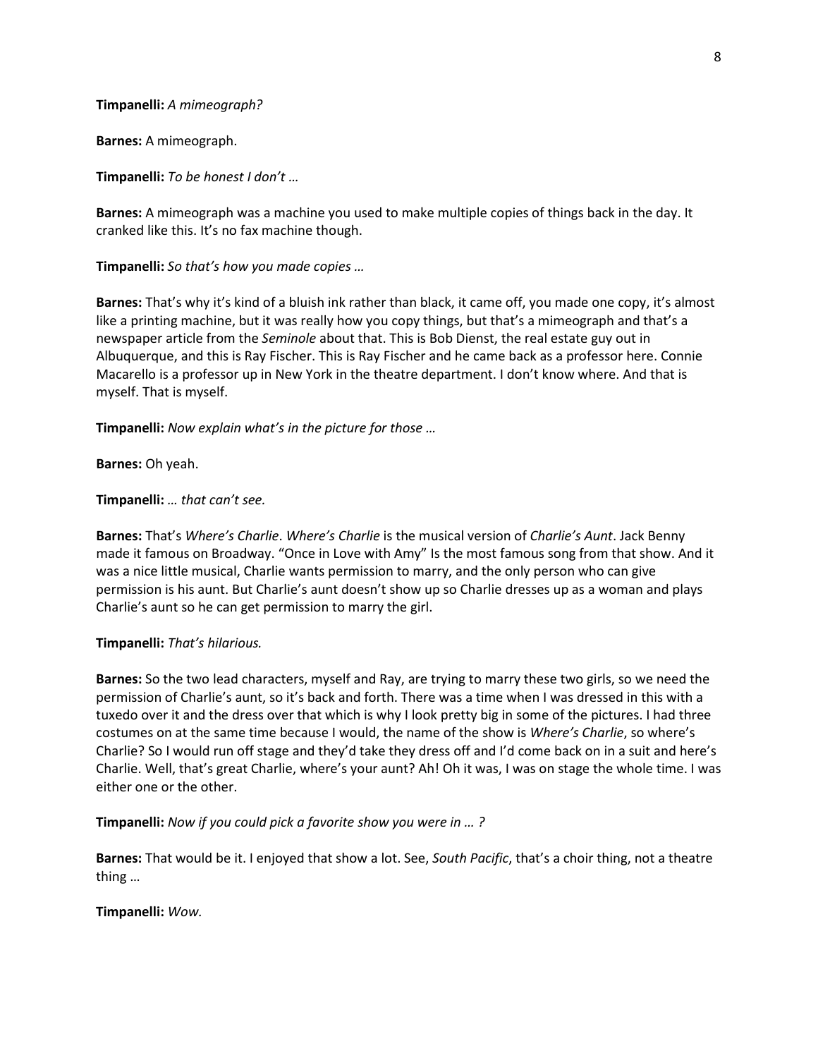**Timpanelli:** *A mimeograph?*

**Barnes:** A mimeograph.

**Timpanelli:** *To be honest I don't …*

**Barnes:** A mimeograph was a machine you used to make multiple copies of things back in the day. It cranked like this. It's no fax machine though.

**Timpanelli:** *So that's how you made copies …*

**Barnes:** That's why it's kind of a bluish ink rather than black, it came off, you made one copy, it's almost like a printing machine, but it was really how you copy things, but that's a mimeograph and that's a newspaper article from the *Seminole* about that. This is Bob Dienst, the real estate guy out in Albuquerque, and this is Ray Fischer. This is Ray Fischer and he came back as a professor here. Connie Macarello is a professor up in New York in the theatre department. I don't know where. And that is myself. That is myself.

**Timpanelli:** *Now explain what's in the picture for those …*

**Barnes:** Oh yeah.

**Timpanelli:** *… that can't see.*

**Barnes:** That's *Where's Charlie*. *Where's Charlie* is the musical version of *Charlie's Aunt*. Jack Benny made it famous on Broadway. "Once in Love with Amy" Is the most famous song from that show. And it was a nice little musical, Charlie wants permission to marry, and the only person who can give permission is his aunt. But Charlie's aunt doesn't show up so Charlie dresses up as a woman and plays Charlie's aunt so he can get permission to marry the girl.

**Timpanelli:** *That's hilarious.*

**Barnes:** So the two lead characters, myself and Ray, are trying to marry these two girls, so we need the permission of Charlie's aunt, so it's back and forth. There was a time when I was dressed in this with a tuxedo over it and the dress over that which is why I look pretty big in some of the pictures. I had three costumes on at the same time because I would, the name of the show is *Where's Charlie*, so where's Charlie? So I would run off stage and they'd take they dress off and I'd come back on in a suit and here's Charlie. Well, that's great Charlie, where's your aunt? Ah! Oh it was, I was on stage the whole time. I was either one or the other.

**Timpanelli:** *Now if you could pick a favorite show you were in … ?*

**Barnes:** That would be it. I enjoyed that show a lot. See, *South Pacific*, that's a choir thing, not a theatre thing …

**Timpanelli:** *Wow.*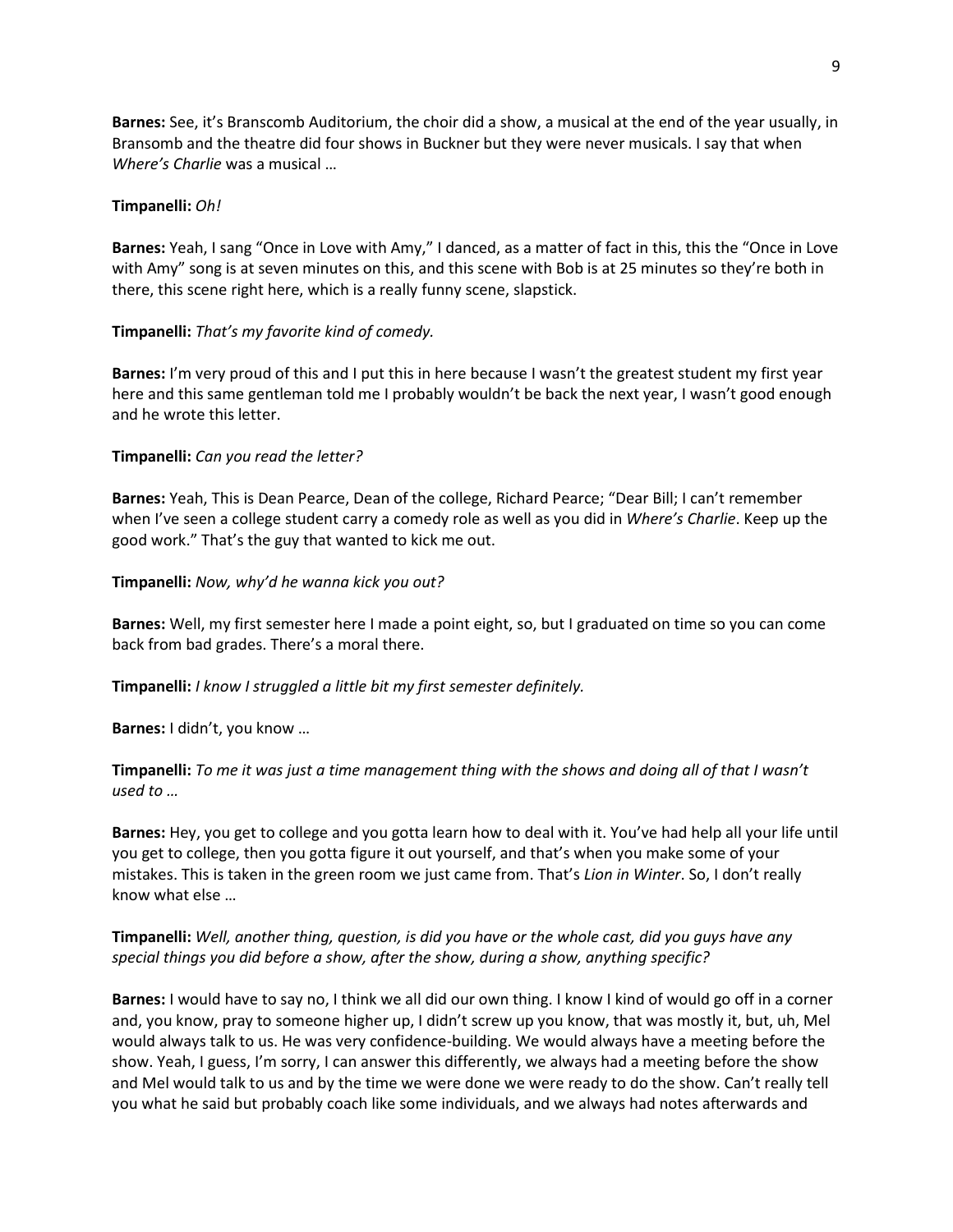**Barnes:** See, it's Branscomb Auditorium, the choir did a show, a musical at the end of the year usually, in Bransomb and the theatre did four shows in Buckner but they were never musicals. I say that when *Where's Charlie* was a musical …

**Timpanelli:** *Oh!*

**Barnes:** Yeah, I sang "Once in Love with Amy," I danced, as a matter of fact in this, this the "Once in Love with Amy" song is at seven minutes on this, and this scene with Bob is at 25 minutes so they're both in there, this scene right here, which is a really funny scene, slapstick.

**Timpanelli:** *That's my favorite kind of comedy.*

**Barnes:** I'm very proud of this and I put this in here because I wasn't the greatest student my first year here and this same gentleman told me I probably wouldn't be back the next year, I wasn't good enough and he wrote this letter.

**Timpanelli:** *Can you read the letter?*

**Barnes:** Yeah, This is Dean Pearce, Dean of the college, Richard Pearce; "Dear Bill; I can't remember when I've seen a college student carry a comedy role as well as you did in *Where's Charlie*. Keep up the good work." That's the guy that wanted to kick me out.

**Timpanelli:** *Now, why'd he wanna kick you out?*

**Barnes:** Well, my first semester here I made a point eight, so, but I graduated on time so you can come back from bad grades. There's a moral there.

**Timpanelli:** *I know I struggled a little bit my first semester definitely.*

**Barnes:** I didn't, you know …

**Timpanelli:** *To me it was just a time management thing with the shows and doing all of that I wasn't used to …*

**Barnes:** Hey, you get to college and you gotta learn how to deal with it. You've had help all your life until you get to college, then you gotta figure it out yourself, and that's when you make some of your mistakes. This is taken in the green room we just came from. That's *Lion in Winter*. So, I don't really know what else …

**Timpanelli:** *Well, another thing, question, is did you have or the whole cast, did you guys have any special things you did before a show, after the show, during a show, anything specific?*

**Barnes:** I would have to say no, I think we all did our own thing. I know I kind of would go off in a corner and, you know, pray to someone higher up, I didn't screw up you know, that was mostly it, but, uh, Mel would always talk to us. He was very confidence-building. We would always have a meeting before the show. Yeah, I guess, I'm sorry, I can answer this differently, we always had a meeting before the show and Mel would talk to us and by the time we were done we were ready to do the show. Can't really tell you what he said but probably coach like some individuals, and we always had notes afterwards and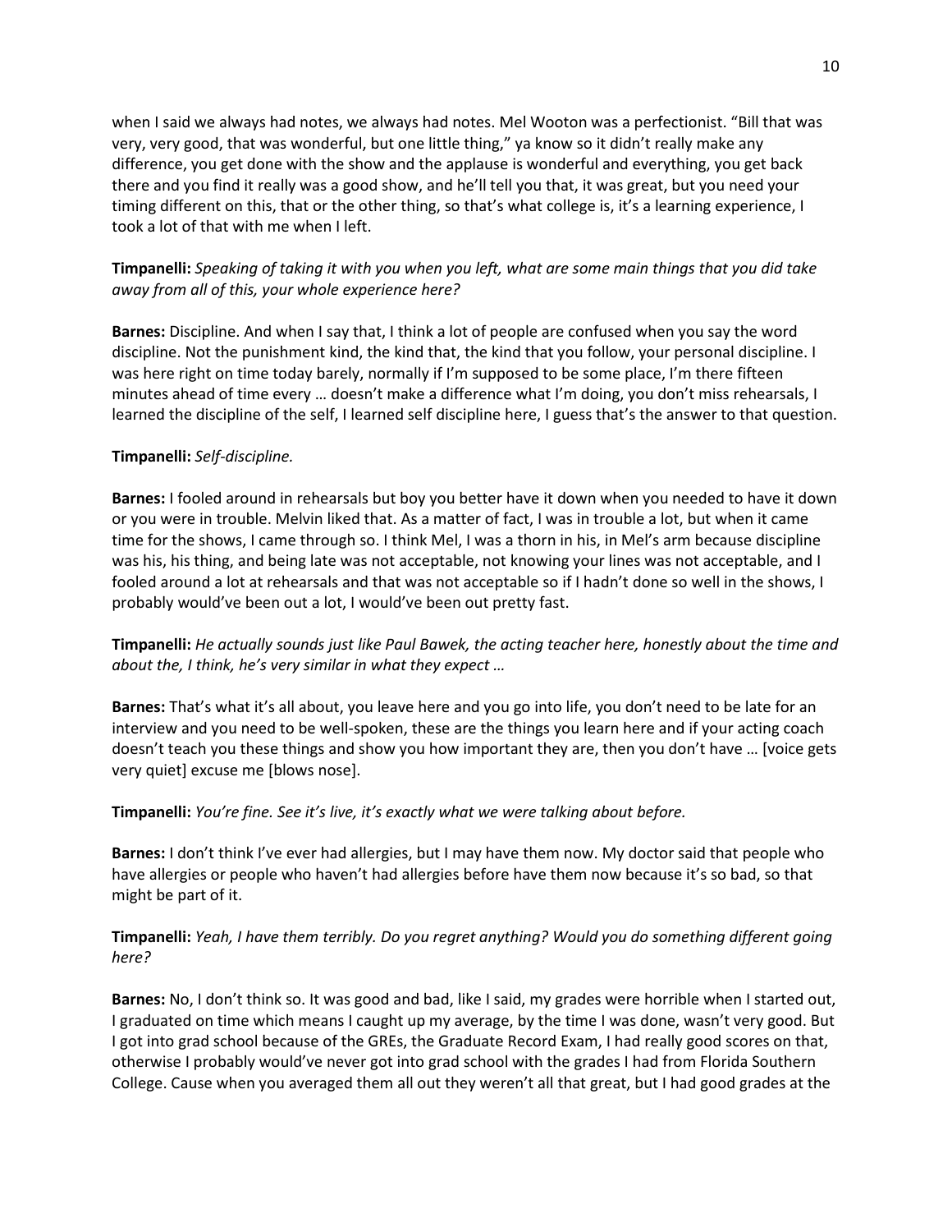when I said we always had notes, we always had notes. Mel Wooton was a perfectionist. "Bill that was very, very good, that was wonderful, but one little thing," ya know so it didn't really make any difference, you get done with the show and the applause is wonderful and everything, you get back there and you find it really was a good show, and he'll tell you that, it was great, but you need your timing different on this, that or the other thing, so that's what college is, it's a learning experience, I took a lot of that with me when I left.

**Timpanelli:** *Speaking of taking it with you when you left, what are some main things that you did take away from all of this, your whole experience here?*

**Barnes:** Discipline. And when I say that, I think a lot of people are confused when you say the word discipline. Not the punishment kind, the kind that, the kind that you follow, your personal discipline. I was here right on time today barely, normally if I'm supposed to be some place, I'm there fifteen minutes ahead of time every … doesn't make a difference what I'm doing, you don't miss rehearsals, I learned the discipline of the self, I learned self discipline here, I guess that's the answer to that question.

**Timpanelli:** *Self-discipline.*

**Barnes:** I fooled around in rehearsals but boy you better have it down when you needed to have it down or you were in trouble. Melvin liked that. As a matter of fact, I was in trouble a lot, but when it came time for the shows, I came through so. I think Mel, I was a thorn in his, in Mel's arm because discipline was his, his thing, and being late was not acceptable, not knowing your lines was not acceptable, and I fooled around a lot at rehearsals and that was not acceptable so if I hadn't done so well in the shows, I probably would've been out a lot, I would've been out pretty fast.

**Timpanelli:** *He actually sounds just like Paul Bawek, the acting teacher here, honestly about the time and about the, I think, he's very similar in what they expect …*

**Barnes:** That's what it's all about, you leave here and you go into life, you don't need to be late for an interview and you need to be well-spoken, these are the things you learn here and if your acting coach doesn't teach you these things and show you how important they are, then you don't have … [voice gets very quiet] excuse me [blows nose].

**Timpanelli:** *You're fine. See it's live, it's exactly what we were talking about before.*

**Barnes:** I don't think I've ever had allergies, but I may have them now. My doctor said that people who have allergies or people who haven't had allergies before have them now because it's so bad, so that might be part of it.

**Timpanelli:** *Yeah, I have them terribly. Do you regret anything? Would you do something different going here?*

**Barnes:** No, I don't think so. It was good and bad, like I said, my grades were horrible when I started out, I graduated on time which means I caught up my average, by the time I was done, wasn't very good. But I got into grad school because of the GREs, the Graduate Record Exam, I had really good scores on that, otherwise I probably would've never got into grad school with the grades I had from Florida Southern College. Cause when you averaged them all out they weren't all that great, but I had good grades at the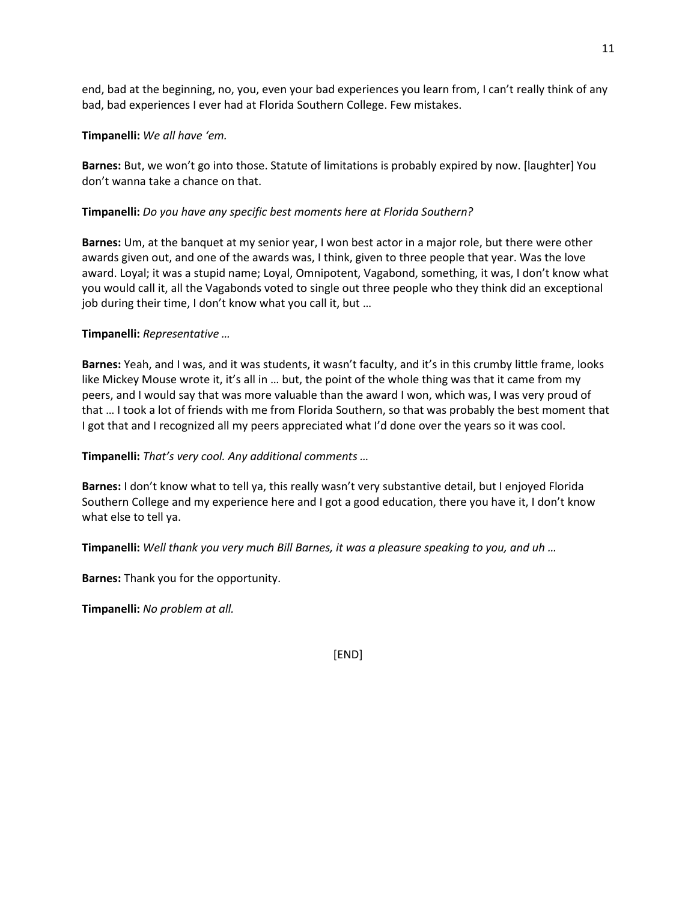end, bad at the beginning, no, you, even your bad experiences you learn from, I can't really think of any bad, bad experiences I ever had at Florida Southern College. Few mistakes.

**Timpanelli:** *We all have 'em.*

**Barnes:** But, we won't go into those. Statute of limitations is probably expired by now. [laughter] You don't wanna take a chance on that.

**Timpanelli:** *Do you have any specific best moments here at Florida Southern?*

**Barnes:** Um, at the banquet at my senior year, I won best actor in a major role, but there were other awards given out, and one of the awards was, I think, given to three people that year. Was the love award. Loyal; it was a stupid name; Loyal, Omnipotent, Vagabond, something, it was, I don't know what you would call it, all the Vagabonds voted to single out three people who they think did an exceptional job during their time, I don't know what you call it, but …

**Timpanelli:** *Representative …*

**Barnes:** Yeah, and I was, and it was students, it wasn't faculty, and it's in this crumby little frame, looks like Mickey Mouse wrote it, it's all in … but, the point of the whole thing was that it came from my peers, and I would say that was more valuable than the award I won, which was, I was very proud of that … I took a lot of friends with me from Florida Southern, so that was probably the best moment that I got that and I recognized all my peers appreciated what I'd done over the years so it was cool.

**Timpanelli:** *That's very cool. Any additional comments …*

**Barnes:** I don't know what to tell ya, this really wasn't very substantive detail, but I enjoyed Florida Southern College and my experience here and I got a good education, there you have it, I don't know what else to tell ya.

**Timpanelli:** *Well thank you very much Bill Barnes, it was a pleasure speaking to you, and uh …*

**Barnes:** Thank you for the opportunity.

**Timpanelli:** *No problem at all.*

[END]